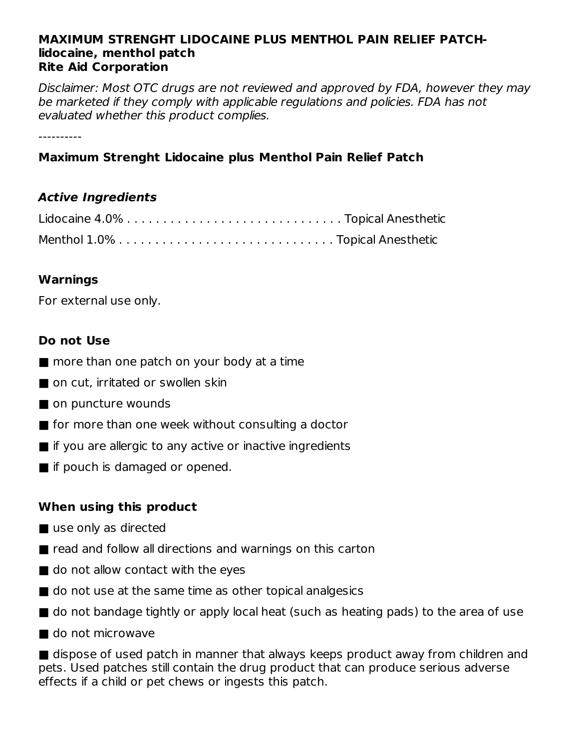**MAXIMUM STRENGHT LIDOCAINE PLUS MENTHOL PAIN RELIEF PATCH- lidocaine, menthol patch**
**Rite Aid Corporation**

*Disclaimer: Most OTC drugs are not reviewed and approved by FDA, however they may be marketed if they comply with applicable regulations and policies. FDA has not evaluated whether this product complies.*

----------

**Maximum Strenght Lidocaine plus Menthol Pain Relief Patch**

***Active Ingredients***

Lidocaine 4.0% . . . . . . . . . . . . . . . . . . . . . . . . . . . . . . Topical Anesthetic

Menthol 1.0% . . . . . . . . . . . . . . . . . . . . . . . . . . . . . . Topical Anesthetic

**Warnings**

For external use only.

**Do not Use**

- more than one patch on your body at a time
- on cut, irritated or swollen skin
- on puncture wounds
- for more than one week without consulting a doctor
- if you are allergic to any active or inactive ingredients
- if pouch is damaged or opened.

**When using this product**

- use only as directed
- read and follow all directions and warnings on this carton
- do not allow contact with the eyes
- do not use at the same time as other topical analgesics
- do not bandage tightly or apply local heat (such as heating pads) to the area of use
- do not microwave
- dispose of used patch in manner that always keeps product away from children and pets. Used patches still contain the drug product that can produce serious adverse effects if a child or pet chews or ingests this patch.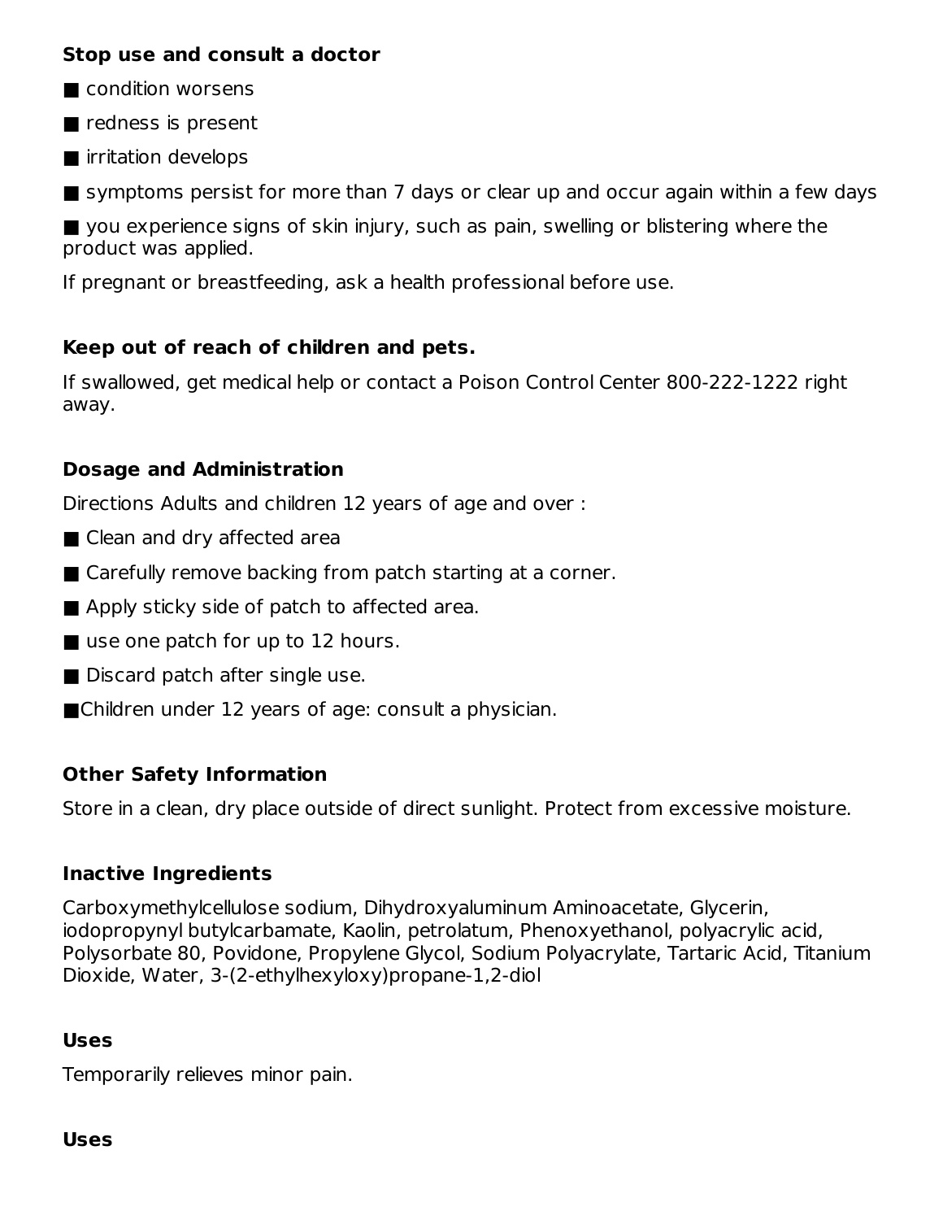**Stop use and consult a doctor**

■ condition worsens

■ redness is present

■ irritation develops

■ symptoms persist for more than 7 days or clear up and occur again within a few days

■ you experience signs of skin injury, such as pain, swelling or blistering where the product was applied.

If pregnant or breastfeeding, ask a health professional before use.

**Keep out of reach of children and pets.**

If swallowed, get medical help or contact a Poison Control Center 800-222-1222 right away.

**Dosage and Administration**

Directions Adults and children 12 years of age and over :

■ Clean and dry affected area

■ Carefully remove backing from patch starting at a corner.

■ Apply sticky side of patch to affected area.

■ use one patch for up to 12 hours.

■ Discard patch after single use.

■Children under 12 years of age: consult a physician.

**Other Safety Information**

Store in a clean, dry place outside of direct sunlight. Protect from excessive moisture.

**Inactive Ingredients**

Carboxymethylcellulose sodium, Dihydroxyaluminum Aminoacetate, Glycerin, iodopropynyl butylcarbamate, Kaolin, petrolatum, Phenoxyethanol, polyacrylic acid, Polysorbate 80, Povidone, Propylene Glycol, Sodium Polyacrylate, Tartaric Acid, Titanium Dioxide, Water, 3-(2-ethylhexyloxy)propane-1,2-diol

**Uses**

Temporarily relieves minor pain.

**Uses**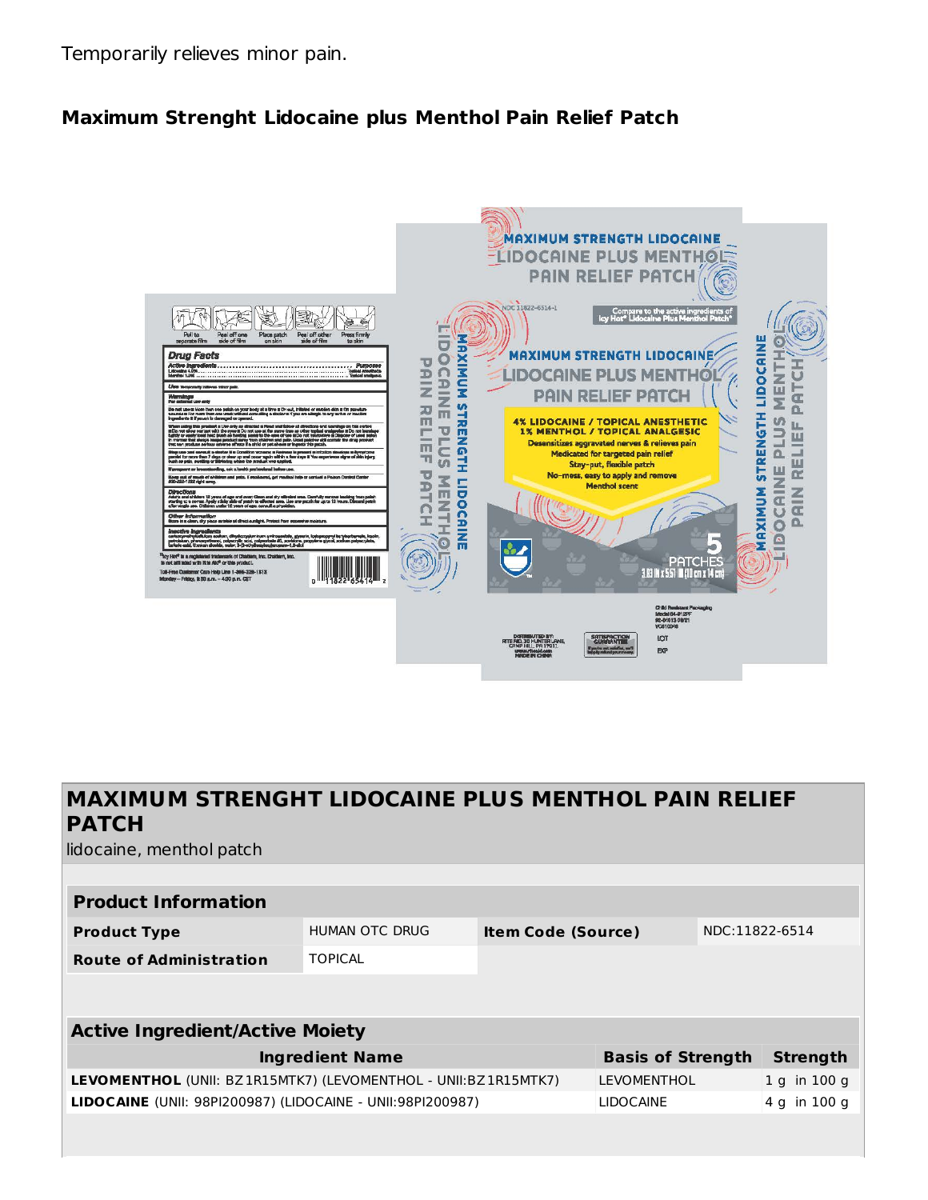Temporarily relieves minor pain.

**Maximum Strenght Lidocaine plus Menthol Pain Relief Patch**

## MAXIMUM STRENGHT LIDOCAINE PLUS MENTHOL PAIN RELIEF PATCH

lidocaine, menthol patch

| **Product Information** | | | |
|---|---|---|---|
| **Product Type** | HUMAN OTC DRUG | **Item Code (Source)** | NDC:11822-6514 |
| **Route of Administration** | TOPICAL | | |

| **Active Ingredient/Active Moiety** | | |
|---|---|---|
| **Ingredient Name** | **Basis of Strength** | **Strength** |
| **LEVOMENTHOL** (UNII: BZ1R15MTK7) (LEVOMENTHOL - UNII:BZ1R15MTK7) | LEVOMENTHOL | 1 g in 100 g |
| **LIDOCAINE** (UNII: 98PI200987) (LIDOCAINE - UNII:98PI200987) | LIDOCAINE | 4 g in 100 g |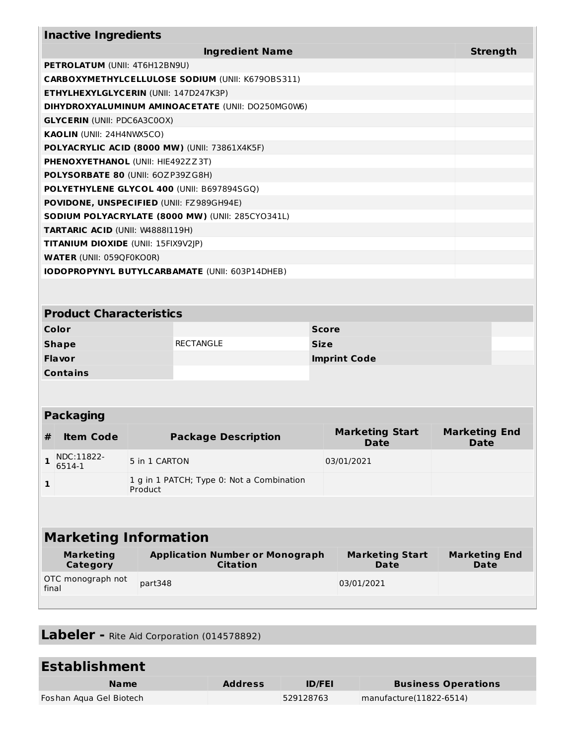| Inactive Ingredients | |
|---|---|
| **Ingredient Name** | **Strength** |
| **PETROLATUM** (UNII: 4T6H12BN9U) | |
| **CARBOXYMETHYLCELLULOSE SODIUM** (UNII: K679OBS311) | |
| **ETHYLHEXYLGLYCERIN** (UNII: 147D247K3P) | |
| **DIHYDROXYALUMINUM AMINOACETATE** (UNII: DO250MG0W6) | |
| **GLYCERIN** (UNII: PDC6A3C0OX) | |
| **KAOLIN** (UNII: 24H4NWX5CO) | |
| **POLYACRYLIC ACID (8000 MW)** (UNII: 73861X4K5F) | |
| **PHENOXYETHANOL** (UNII: HIE492ZZ3T) | |
| **POLYSORBATE 80** (UNII: 6OZP39ZG8H) | |
| **POLYETHYLENE GLYCOL 400** (UNII: B697894SGQ) | |
| **POVIDONE, UNSPECIFIED** (UNII: FZ989GH94E) | |
| **SODIUM POLYACRYLATE (8000 MW)** (UNII: 285CYO341L) | |
| **TARTARIC ACID** (UNII: W4888I119H) | |
| **TITANIUM DIOXIDE** (UNII: 15FIX9V2JP) | |
| **WATER** (UNII: 059QF0KO0R) | |
| **IODOPROPYNYL BUTYLCARBAMATE** (UNII: 603P14DHEB) | |

| Product Characteristics | | | |
|---|---|---|---|
| **Color** | | **Score** | |
| **Shape** | RECTANGLE | **Size** | |
| **Flavor** | | **Imprint Code** | |
| **Contains** | | | |

## Packaging

| # | Item Code | Package Description | Marketing Start Date | Marketing End Date |
|---|---|---|---|---|
| 1 | NDC:11822-6514-1 | 5 in 1 CARTON | 03/01/2021 | |
| 1 | | 1 g in 1 PATCH; Type 0: Not a Combination Product | | |

## Marketing Information

| Marketing Category | Application Number or Monograph Citation | Marketing Start Date | Marketing End Date |
|---|---|---|---|
| OTC monograph not final | part348 | 03/01/2021 | |

## Labeler - Rite Aid Corporation (014578892)

## Establishment

| Name | Address | ID/FEI | Business Operations |
|---|---|---|---|
| Foshan Aqua Gel Biotech | | 529128763 | manufacture(11822-6514) |